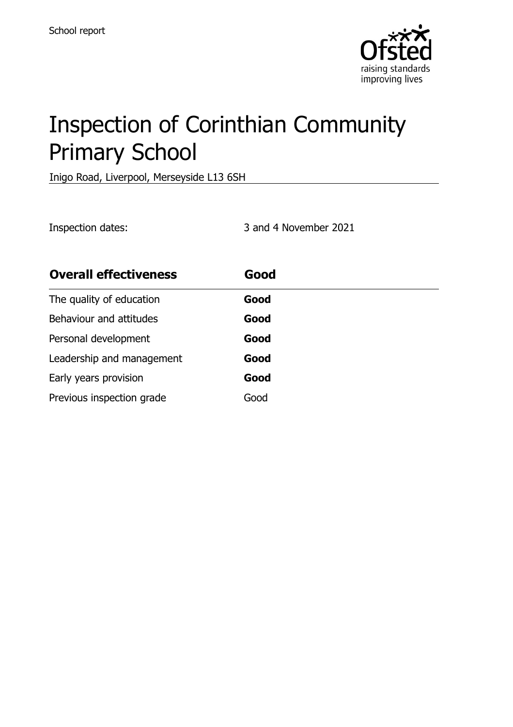School report

# Inspection of Corinthian Community Primary School

Inigo Road, Liverpool, Merseyside L13 6SH

Inspection dates: 3 and 4 November 2021

| **Overall effectiveness** | **Good** |
| --- | --- |
| The quality of education | **Good** |
| Behaviour and attitudes | **Good** |
| Personal development | **Good** |
| Leadership and management | **Good** |
| Early years provision | **Good** |
| Previous inspection grade | Good |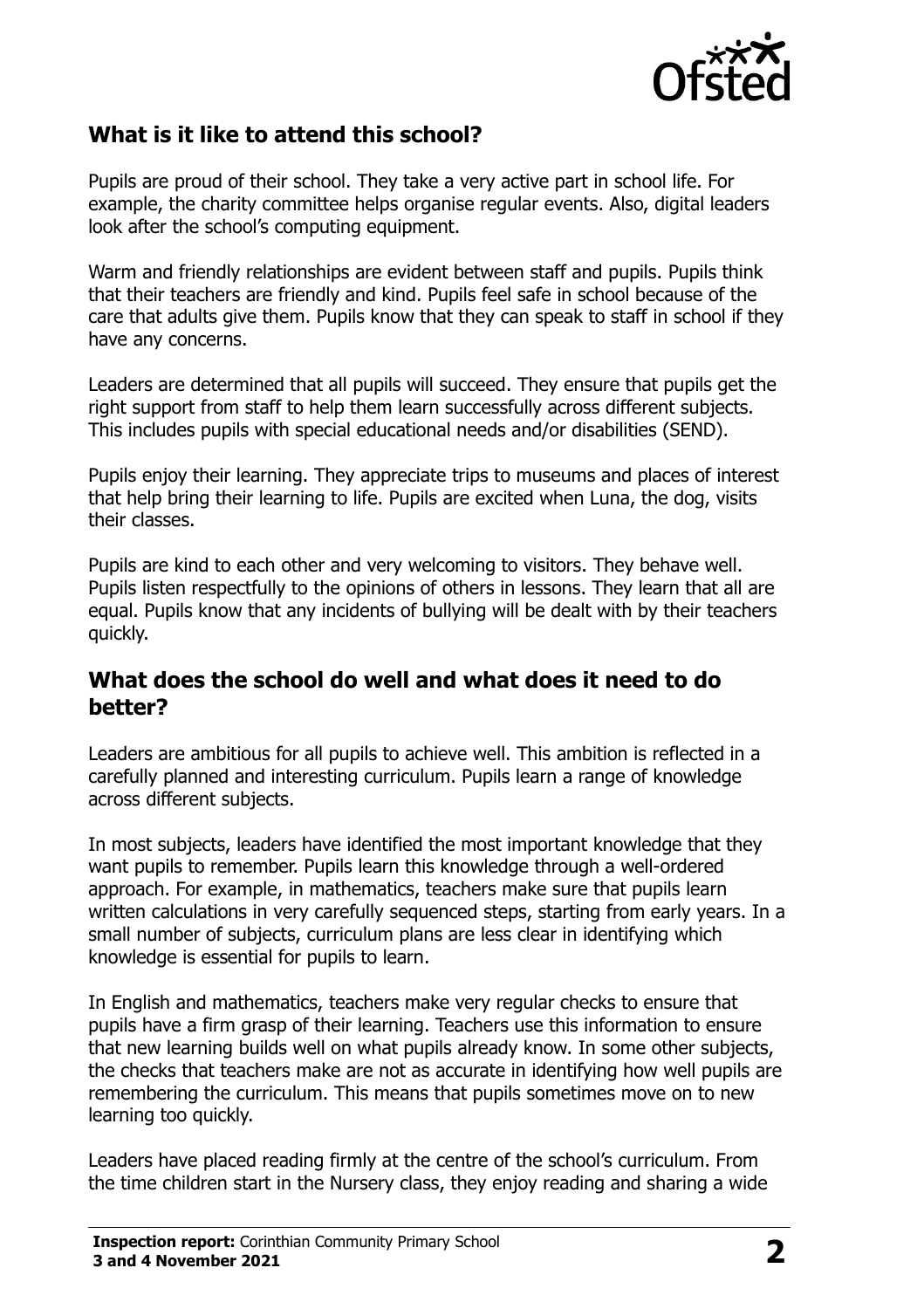## What is it like to attend this school?

Pupils are proud of their school. They take a very active part in school life. For example, the charity committee helps organise regular events. Also, digital leaders look after the school's computing equipment.

Warm and friendly relationships are evident between staff and pupils. Pupils think that their teachers are friendly and kind. Pupils feel safe in school because of the care that adults give them. Pupils know that they can speak to staff in school if they have any concerns.

Leaders are determined that all pupils will succeed. They ensure that pupils get the right support from staff to help them learn successfully across different subjects. This includes pupils with special educational needs and/or disabilities (SEND).

Pupils enjoy their learning. They appreciate trips to museums and places of interest that help bring their learning to life. Pupils are excited when Luna, the dog, visits their classes.

Pupils are kind to each other and very welcoming to visitors. They behave well. Pupils listen respectfully to the opinions of others in lessons. They learn that all are equal. Pupils know that any incidents of bullying will be dealt with by their teachers quickly.

## What does the school do well and what does it need to do better?

Leaders are ambitious for all pupils to achieve well. This ambition is reflected in a carefully planned and interesting curriculum. Pupils learn a range of knowledge across different subjects.

In most subjects, leaders have identified the most important knowledge that they want pupils to remember. Pupils learn this knowledge through a well-ordered approach. For example, in mathematics, teachers make sure that pupils learn written calculations in very carefully sequenced steps, starting from early years. In a small number of subjects, curriculum plans are less clear in identifying which knowledge is essential for pupils to learn.

In English and mathematics, teachers make very regular checks to ensure that pupils have a firm grasp of their learning. Teachers use this information to ensure that new learning builds well on what pupils already know. In some other subjects, the checks that teachers make are not as accurate in identifying how well pupils are remembering the curriculum. This means that pupils sometimes move on to new learning too quickly.

Leaders have placed reading firmly at the centre of the school's curriculum. From the time children start in the Nursery class, they enjoy reading and sharing a wide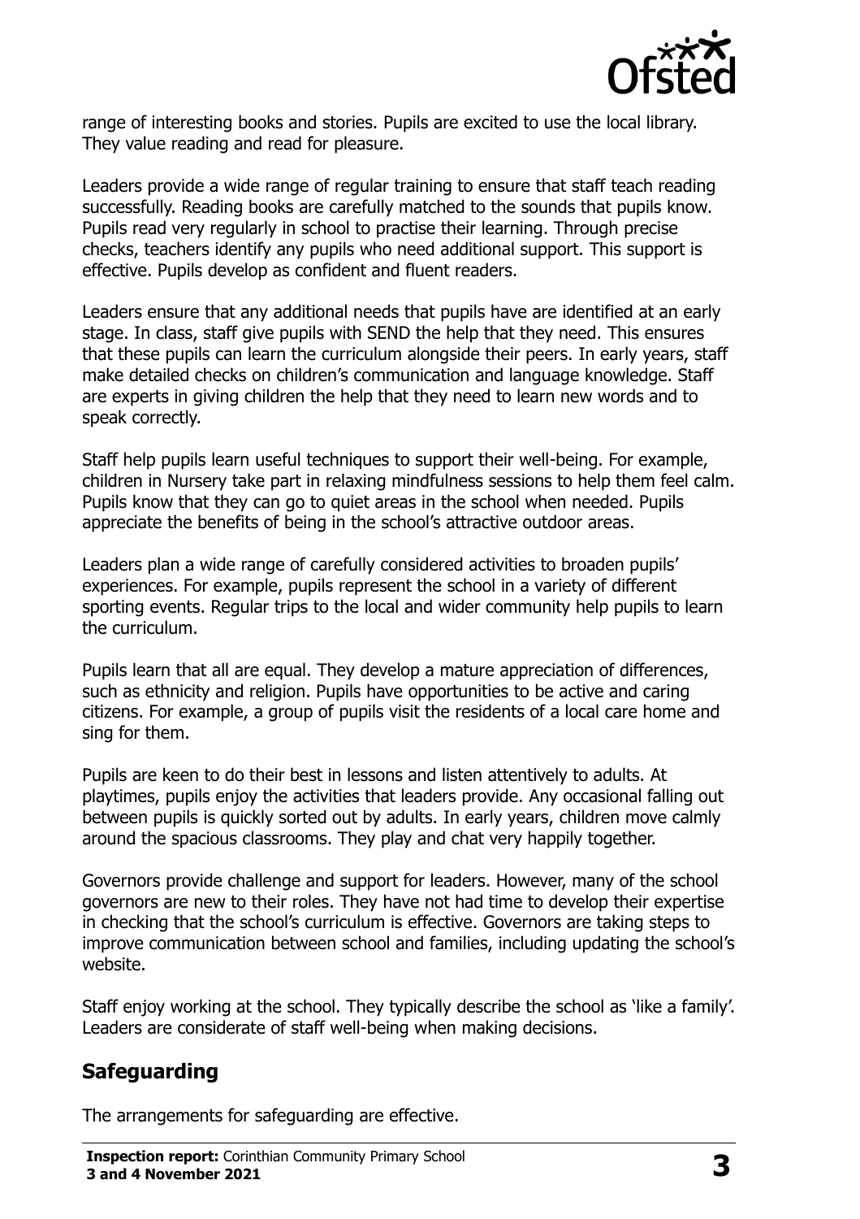range of interesting books and stories. Pupils are excited to use the local library. They value reading and read for pleasure.

Leaders provide a wide range of regular training to ensure that staff teach reading successfully. Reading books are carefully matched to the sounds that pupils know. Pupils read very regularly in school to practise their learning. Through precise checks, teachers identify any pupils who need additional support. This support is effective. Pupils develop as confident and fluent readers.

Leaders ensure that any additional needs that pupils have are identified at an early stage. In class, staff give pupils with SEND the help that they need. This ensures that these pupils can learn the curriculum alongside their peers. In early years, staff make detailed checks on children's communication and language knowledge. Staff are experts in giving children the help that they need to learn new words and to speak correctly.

Staff help pupils learn useful techniques to support their well-being. For example, children in Nursery take part in relaxing mindfulness sessions to help them feel calm. Pupils know that they can go to quiet areas in the school when needed. Pupils appreciate the benefits of being in the school's attractive outdoor areas.

Leaders plan a wide range of carefully considered activities to broaden pupils' experiences. For example, pupils represent the school in a variety of different sporting events. Regular trips to the local and wider community help pupils to learn the curriculum.

Pupils learn that all are equal. They develop a mature appreciation of differences, such as ethnicity and religion. Pupils have opportunities to be active and caring citizens. For example, a group of pupils visit the residents of a local care home and sing for them.

Pupils are keen to do their best in lessons and listen attentively to adults. At playtimes, pupils enjoy the activities that leaders provide. Any occasional falling out between pupils is quickly sorted out by adults. In early years, children move calmly around the spacious classrooms. They play and chat very happily together.

Governors provide challenge and support for leaders. However, many of the school governors are new to their roles. They have not had time to develop their expertise in checking that the school's curriculum is effective. Governors are taking steps to improve communication between school and families, including updating the school's website.

Staff enjoy working at the school. They typically describe the school as 'like a family'. Leaders are considerate of staff well-being when making decisions.

## Safeguarding

The arrangements for safeguarding are effective.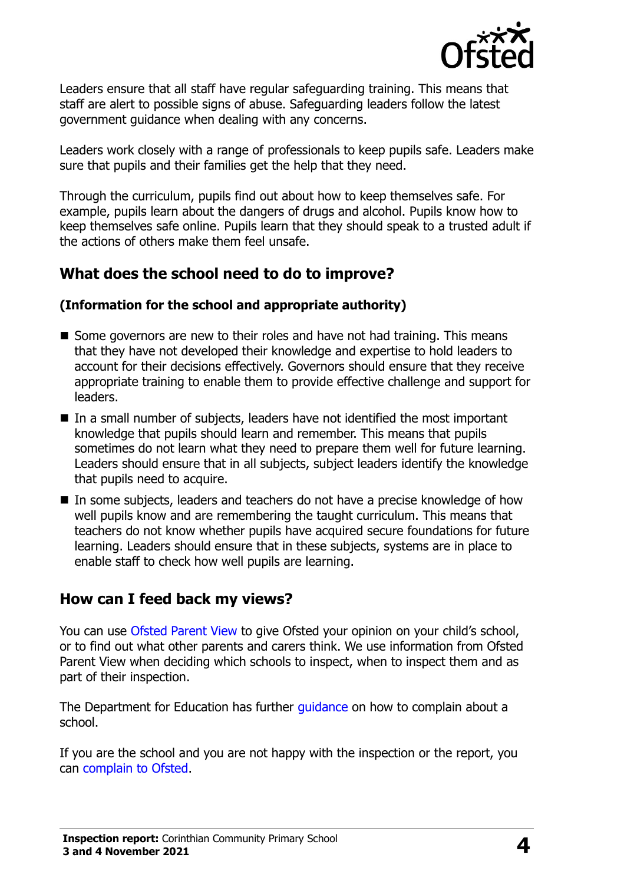Leaders ensure that all staff have regular safeguarding training. This means that staff are alert to possible signs of abuse. Safeguarding leaders follow the latest government guidance when dealing with any concerns.

Leaders work closely with a range of professionals to keep pupils safe. Leaders make sure that pupils and their families get the help that they need.

Through the curriculum, pupils find out about how to keep themselves safe. For example, pupils learn about the dangers of drugs and alcohol. Pupils know how to keep themselves safe online. Pupils learn that they should speak to a trusted adult if the actions of others make them feel unsafe.

## What does the school need to do to improve?

**(Information for the school and appropriate authority)**

- Some governors are new to their roles and have not had training. This means that they have not developed their knowledge and expertise to hold leaders to account for their decisions effectively. Governors should ensure that they receive appropriate training to enable them to provide effective challenge and support for leaders.
- In a small number of subjects, leaders have not identified the most important knowledge that pupils should learn and remember. This means that pupils sometimes do not learn what they need to prepare them well for future learning. Leaders should ensure that in all subjects, subject leaders identify the knowledge that pupils need to acquire.
- In some subjects, leaders and teachers do not have a precise knowledge of how well pupils know and are remembering the taught curriculum. This means that teachers do not know whether pupils have acquired secure foundations for future learning. Leaders should ensure that in these subjects, systems are in place to enable staff to check how well pupils are learning.

## How can I feed back my views?

You can use Ofsted Parent View to give Ofsted your opinion on your child's school, or to find out what other parents and carers think. We use information from Ofsted Parent View when deciding which schools to inspect, when to inspect them and as part of their inspection.

The Department for Education has further guidance on how to complain about a school.

If you are the school and you are not happy with the inspection or the report, you can complain to Ofsted.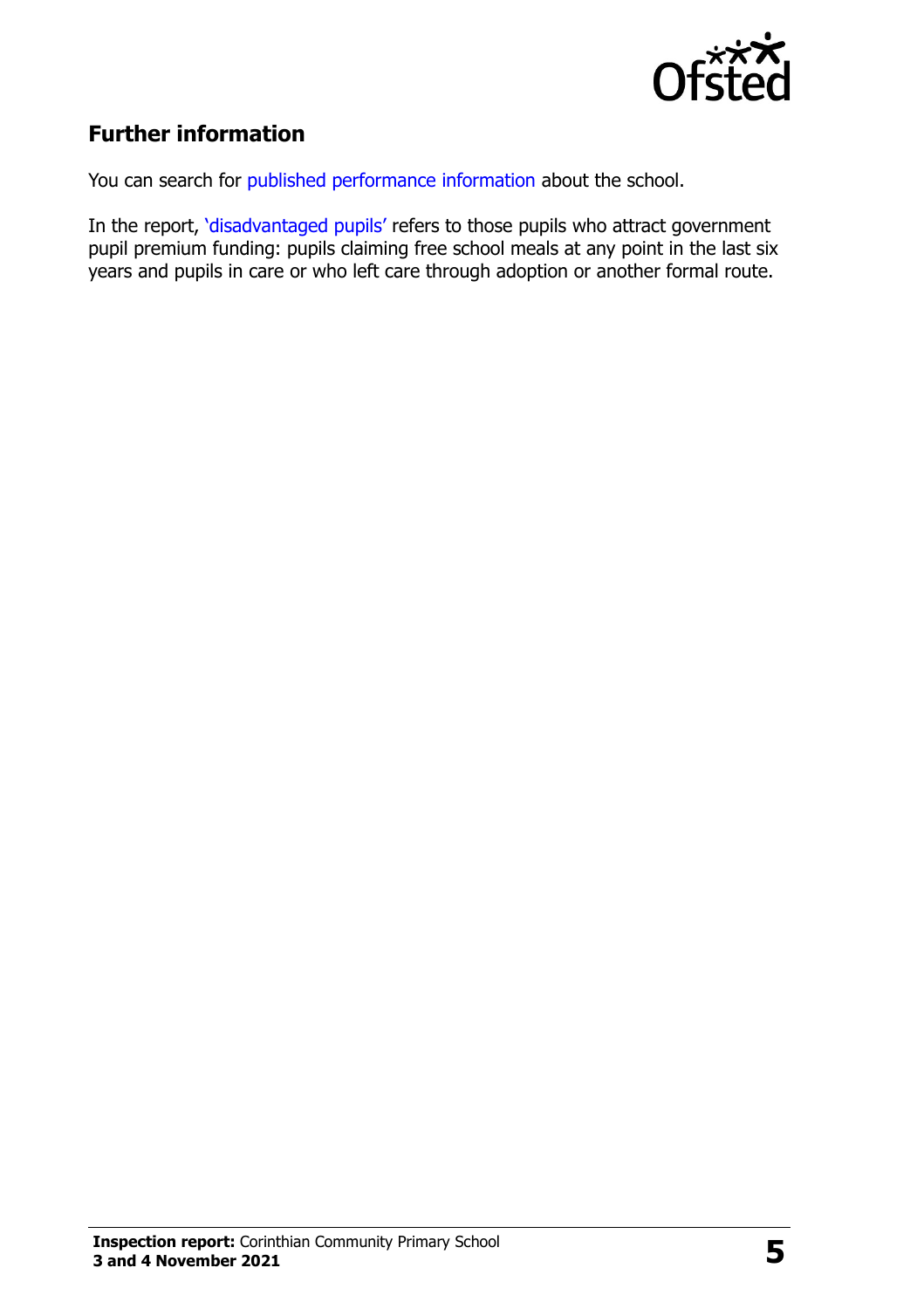## Further information

You can search for published performance information about the school.

In the report, 'disadvantaged pupils' refers to those pupils who attract government pupil premium funding: pupils claiming free school meals at any point in the last six years and pupils in care or who left care through adoption or another formal route.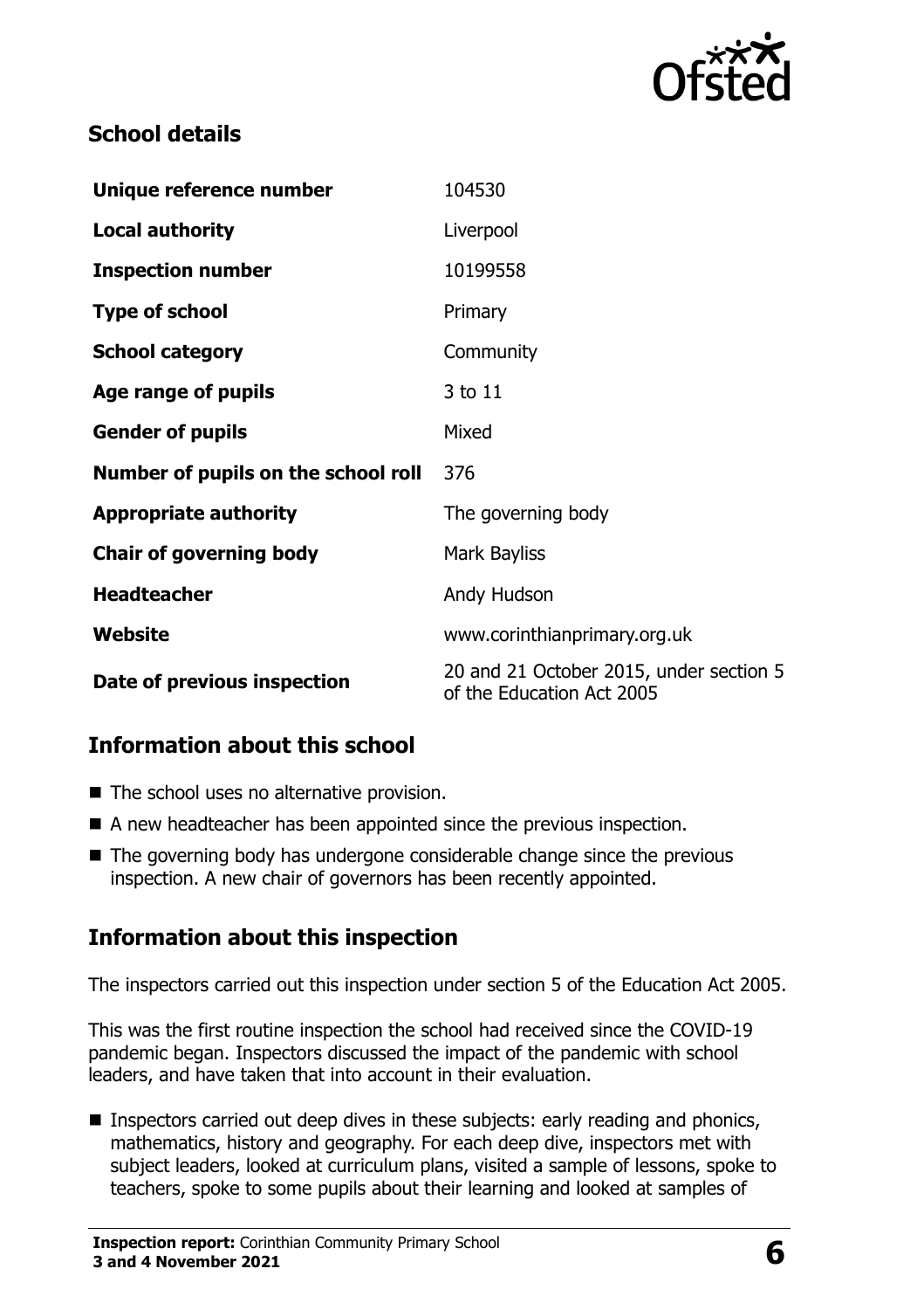## School details

| | |
|---|---|
| **Unique reference number** | 104530 |
| **Local authority** | Liverpool |
| **Inspection number** | 10199558 |
| **Type of school** | Primary |
| **School category** | Community |
| **Age range of pupils** | 3 to 11 |
| **Gender of pupils** | Mixed |
| **Number of pupils on the school roll** | 376 |
| **Appropriate authority** | The governing body |
| **Chair of governing body** | Mark Bayliss |
| **Headteacher** | Andy Hudson |
| **Website** | www.corinthianprimary.org.uk |
| **Date of previous inspection** | 20 and 21 October 2015, under section 5 of the Education Act 2005 |

## Information about this school

- The school uses no alternative provision.
- A new headteacher has been appointed since the previous inspection.
- The governing body has undergone considerable change since the previous inspection. A new chair of governors has been recently appointed.

## Information about this inspection

The inspectors carried out this inspection under section 5 of the Education Act 2005.

This was the first routine inspection the school had received since the COVID-19 pandemic began. Inspectors discussed the impact of the pandemic with school leaders, and have taken that into account in their evaluation.

- Inspectors carried out deep dives in these subjects: early reading and phonics, mathematics, history and geography. For each deep dive, inspectors met with subject leaders, looked at curriculum plans, visited a sample of lessons, spoke to teachers, spoke to some pupils about their learning and looked at samples of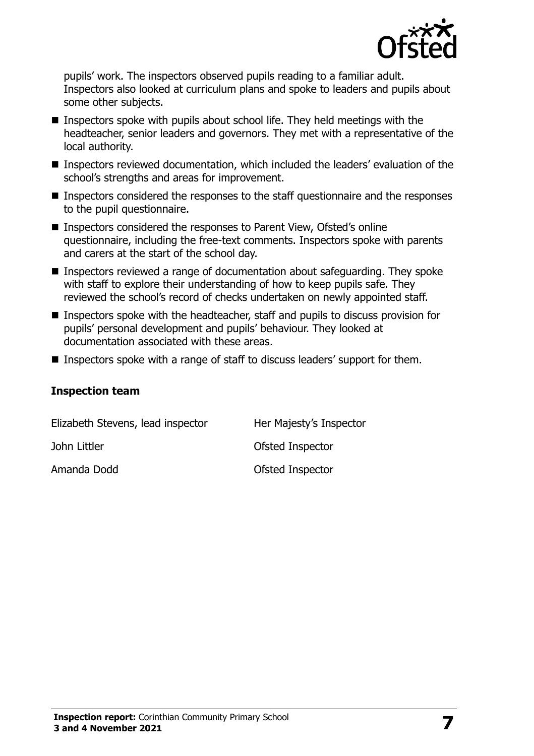pupils' work. The inspectors observed pupils reading to a familiar adult. Inspectors also looked at curriculum plans and spoke to leaders and pupils about some other subjects.

- Inspectors spoke with pupils about school life. They held meetings with the headteacher, senior leaders and governors. They met with a representative of the local authority.
- Inspectors reviewed documentation, which included the leaders' evaluation of the school's strengths and areas for improvement.
- Inspectors considered the responses to the staff questionnaire and the responses to the pupil questionnaire.
- Inspectors considered the responses to Parent View, Ofsted's online questionnaire, including the free-text comments. Inspectors spoke with parents and carers at the start of the school day.
- Inspectors reviewed a range of documentation about safeguarding. They spoke with staff to explore their understanding of how to keep pupils safe. They reviewed the school's record of checks undertaken on newly appointed staff.
- Inspectors spoke with the headteacher, staff and pupils to discuss provision for pupils' personal development and pupils' behaviour. They looked at documentation associated with these areas.
- Inspectors spoke with a range of staff to discuss leaders' support for them.

### Inspection team

| | |
|---|---|
| Elizabeth Stevens, lead inspector | Her Majesty's Inspector |
| John Littler | Ofsted Inspector |
| Amanda Dodd | Ofsted Inspector |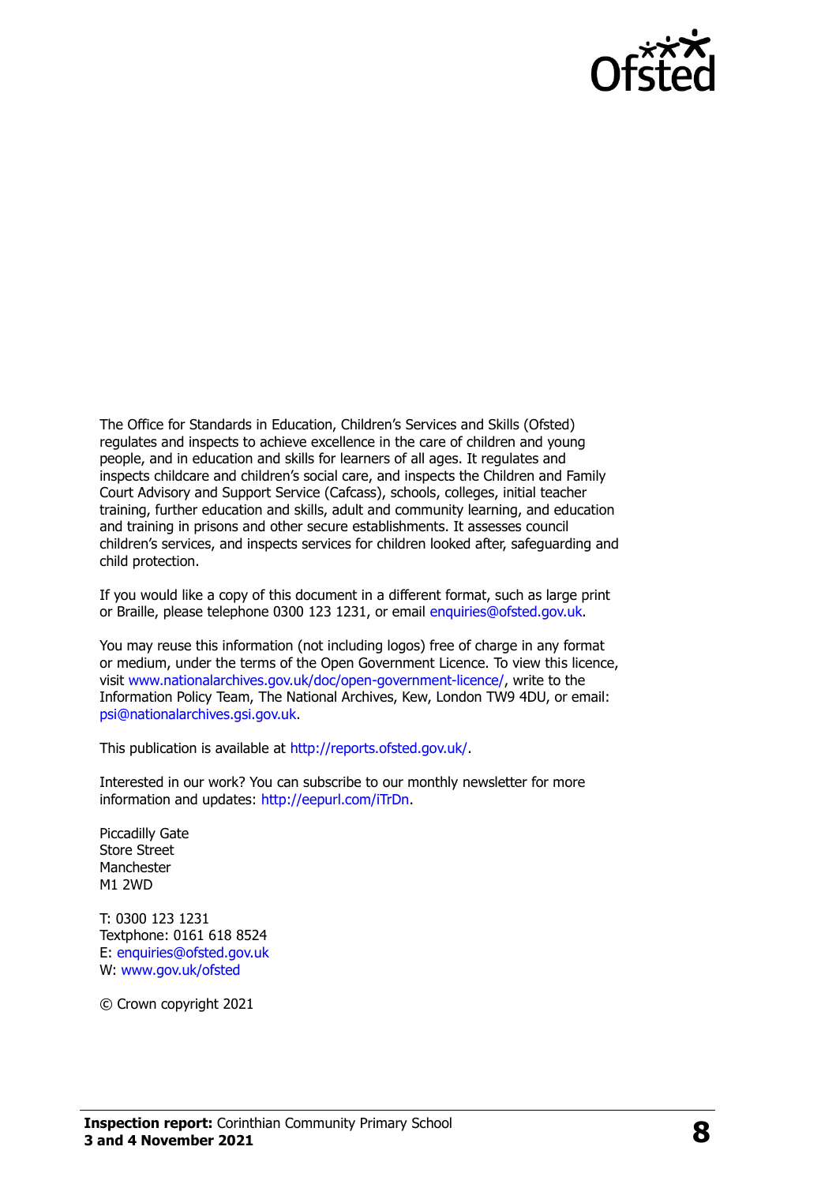The Office for Standards in Education, Children's Services and Skills (Ofsted) regulates and inspects to achieve excellence in the care of children and young people, and in education and skills for learners of all ages. It regulates and inspects childcare and children's social care, and inspects the Children and Family Court Advisory and Support Service (Cafcass), schools, colleges, initial teacher training, further education and skills, adult and community learning, and education and training in prisons and other secure establishments. It assesses council children's services, and inspects services for children looked after, safeguarding and child protection.

If you would like a copy of this document in a different format, such as large print or Braille, please telephone 0300 123 1231, or email enquiries@ofsted.gov.uk.

You may reuse this information (not including logos) free of charge in any format or medium, under the terms of the Open Government Licence. To view this licence, visit www.nationalarchives.gov.uk/doc/open-government-licence/, write to the Information Policy Team, The National Archives, Kew, London TW9 4DU, or email: psi@nationalarchives.gsi.gov.uk.

This publication is available at http://reports.ofsted.gov.uk/.

Interested in our work? You can subscribe to our monthly newsletter for more information and updates: http://eepurl.com/iTrDn.

Piccadilly Gate
Store Street
Manchester
M1 2WD

T: 0300 123 1231
Textphone: 0161 618 8524
E: enquiries@ofsted.gov.uk
W: www.gov.uk/ofsted

© Crown copyright 2021